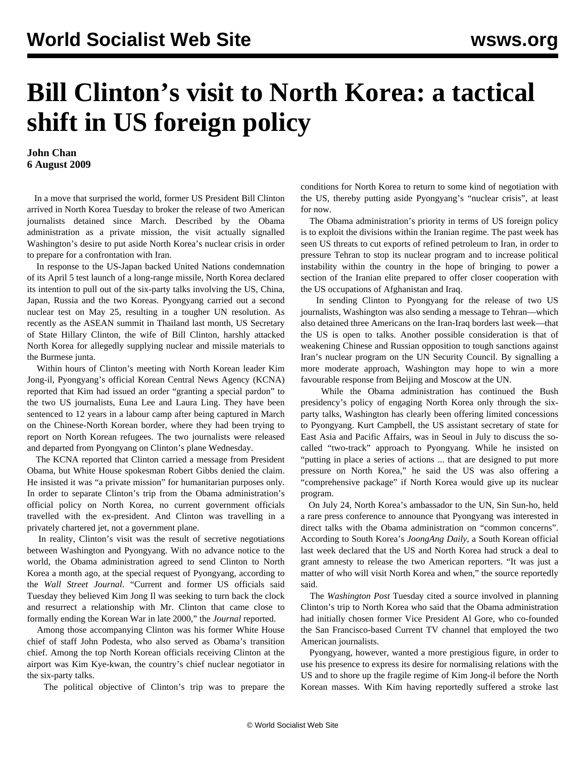# Bill Clinton's visit to North Korea: a tactical shift in US foreign policy

**John Chan**
**6 August 2009**

In a move that surprised the world, former US President Bill Clinton arrived in North Korea Tuesday to broker the release of two American journalists detained since March. Described by the Obama administration as a private mission, the visit actually signalled Washington's desire to put aside North Korea's nuclear crisis in order to prepare for a confrontation with Iran.

In response to the US-Japan backed United Nations condemnation of its April 5 test launch of a long-range missile, North Korea declared its intention to pull out of the six-party talks involving the US, China, Japan, Russia and the two Koreas. Pyongyang carried out a second nuclear test on May 25, resulting in a tougher UN resolution. As recently as the ASEAN summit in Thailand last month, US Secretary of State Hillary Clinton, the wife of Bill Clinton, harshly attacked North Korea for allegedly supplying nuclear and missile materials to the Burmese junta.

Within hours of Clinton's meeting with North Korean leader Kim Jong-il, Pyongyang's official Korean Central News Agency (KCNA) reported that Kim had issued an order "granting a special pardon" to the two US journalists, Euna Lee and Laura Ling. They have been sentenced to 12 years in a labour camp after being captured in March on the Chinese-North Korean border, where they had been trying to report on North Korean refugees. The two journalists were released and departed from Pyongyang on Clinton's plane Wednesday.

The KCNA reported that Clinton carried a message from President Obama, but White House spokesman Robert Gibbs denied the claim. He insisted it was "a private mission" for humanitarian purposes only. In order to separate Clinton's trip from the Obama administration's official policy on North Korea, no current government officials travelled with the ex-president. And Clinton was travelling in a privately chartered jet, not a government plane.

In reality, Clinton's visit was the result of secretive negotiations between Washington and Pyongyang. With no advance notice to the world, the Obama administration agreed to send Clinton to North Korea a month ago, at the special request of Pyongyang, according to the *Wall Street Journal*. "Current and former US officials said Tuesday they believed Kim Jong Il was seeking to turn back the clock and resurrect a relationship with Mr. Clinton that came close to formally ending the Korean War in late 2000," the *Journal* reported.

Among those accompanying Clinton was his former White House chief of staff John Podesta, who also served as Obama's transition chief. Among the top North Korean officials receiving Clinton at the airport was Kim Kye-kwan, the country's chief nuclear negotiator in the six-party talks.

The political objective of Clinton's trip was to prepare the conditions for North Korea to return to some kind of negotiation with the US, thereby putting aside Pyongyang's "nuclear crisis", at least for now.

The Obama administration's priority in terms of US foreign policy is to exploit the divisions within the Iranian regime. The past week has seen US threats to cut exports of refined petroleum to Iran, in order to pressure Tehran to stop its nuclear program and to increase political instability within the country in the hope of bringing to power a section of the Iranian elite prepared to offer closer cooperation with the US occupations of Afghanistan and Iraq.

In sending Clinton to Pyongyang for the release of two US journalists, Washington was also sending a message to Tehran—which also detained three Americans on the Iran-Iraq borders last week—that the US is open to talks. Another possible consideration is that of weakening Chinese and Russian opposition to tough sanctions against Iran's nuclear program on the UN Security Council. By signalling a more moderate approach, Washington may hope to win a more favourable response from Beijing and Moscow at the UN.

While the Obama administration has continued the Bush presidency's policy of engaging North Korea only through the six-party talks, Washington has clearly been offering limited concessions to Pyongyang. Kurt Campbell, the US assistant secretary of state for East Asia and Pacific Affairs, was in Seoul in July to discuss the so-called "two-track" approach to Pyongyang. While he insisted on "putting in place a series of actions ... that are designed to put more pressure on North Korea," he said the US was also offering a "comprehensive package" if North Korea would give up its nuclear program.

On July 24, North Korea's ambassador to the UN, Sin Sun-ho, held a rare press conference to announce that Pyongyang was interested in direct talks with the Obama administration on "common concerns". According to South Korea's *JoongAng Daily*, a South Korean official last week declared that the US and North Korea had struck a deal to grant amnesty to release the two American reporters. "It was just a matter of who will visit North Korea and when," the source reportedly said.

The *Washington Post* Tuesday cited a source involved in planning Clinton's trip to North Korea who said that the Obama administration had initially chosen former Vice President Al Gore, who co-founded the San Francisco-based Current TV channel that employed the two American journalists.

Pyongyang, however, wanted a more prestigious figure, in order to use his presence to express its desire for normalising relations with the US and to shore up the fragile regime of Kim Jong-il before the North Korean masses. With Kim having reportedly suffered a stroke last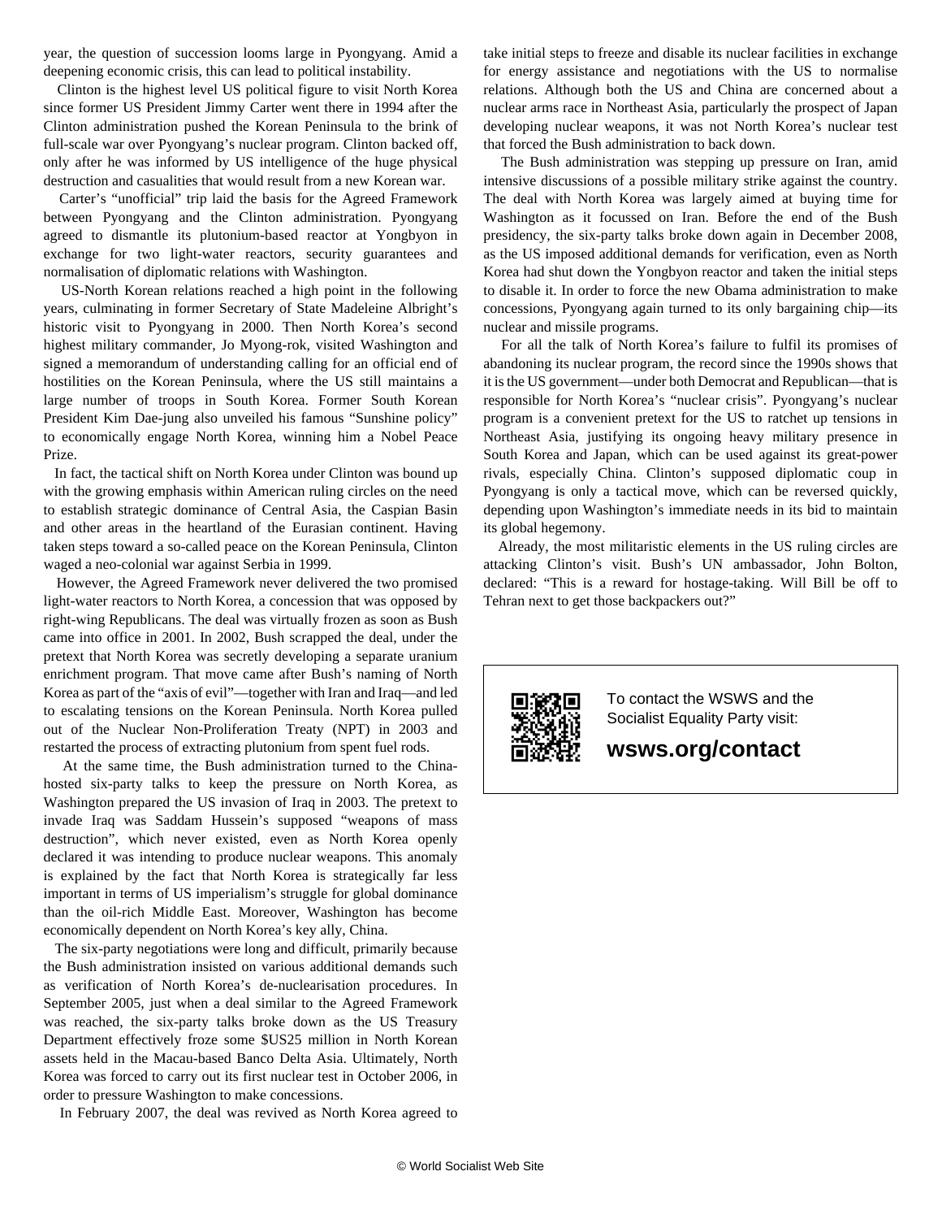year, the question of succession looms large in Pyongyang. Amid a deepening economic crisis, this can lead to political instability.

Clinton is the highest level US political figure to visit North Korea since former US President Jimmy Carter went there in 1994 after the Clinton administration pushed the Korean Peninsula to the brink of full-scale war over Pyongyang's nuclear program. Clinton backed off, only after he was informed by US intelligence of the huge physical destruction and casualities that would result from a new Korean war.

Carter's "unofficial" trip laid the basis for the Agreed Framework between Pyongyang and the Clinton administration. Pyongyang agreed to dismantle its plutonium-based reactor at Yongbyon in exchange for two light-water reactors, security guarantees and normalisation of diplomatic relations with Washington.

US-North Korean relations reached a high point in the following years, culminating in former Secretary of State Madeleine Albright's historic visit to Pyongyang in 2000. Then North Korea's second highest military commander, Jo Myong-rok, visited Washington and signed a memorandum of understanding calling for an official end of hostilities on the Korean Peninsula, where the US still maintains a large number of troops in South Korea. Former South Korean President Kim Dae-jung also unveiled his famous "Sunshine policy" to economically engage North Korea, winning him a Nobel Peace Prize.

In fact, the tactical shift on North Korea under Clinton was bound up with the growing emphasis within American ruling circles on the need to establish strategic dominance of Central Asia, the Caspian Basin and other areas in the heartland of the Eurasian continent. Having taken steps toward a so-called peace on the Korean Peninsula, Clinton waged a neo-colonial war against Serbia in 1999.

However, the Agreed Framework never delivered the two promised light-water reactors to North Korea, a concession that was opposed by right-wing Republicans. The deal was virtually frozen as soon as Bush came into office in 2001. In 2002, Bush scrapped the deal, under the pretext that North Korea was secretly developing a separate uranium enrichment program. That move came after Bush's naming of North Korea as part of the "axis of evil"—together with Iran and Iraq—and led to escalating tensions on the Korean Peninsula. North Korea pulled out of the Nuclear Non-Proliferation Treaty (NPT) in 2003 and restarted the process of extracting plutonium from spent fuel rods.

At the same time, the Bush administration turned to the China-hosted six-party talks to keep the pressure on North Korea, as Washington prepared the US invasion of Iraq in 2003. The pretext to invade Iraq was Saddam Hussein's supposed "weapons of mass destruction", which never existed, even as North Korea openly declared it was intending to produce nuclear weapons. This anomaly is explained by the fact that North Korea is strategically far less important in terms of US imperialism's struggle for global dominance than the oil-rich Middle East. Moreover, Washington has become economically dependent on North Korea's key ally, China.

The six-party negotiations were long and difficult, primarily because the Bush administration insisted on various additional demands such as verification of North Korea's de-nuclearisation procedures. In September 2005, just when a deal similar to the Agreed Framework was reached, the six-party talks broke down as the US Treasury Department effectively froze some $US25 million in North Korean assets held in the Macau-based Banco Delta Asia. Ultimately, North Korea was forced to carry out its first nuclear test in October 2006, in order to pressure Washington to make concessions.

In February 2007, the deal was revived as North Korea agreed to take initial steps to freeze and disable its nuclear facilities in exchange for energy assistance and negotiations with the US to normalise relations. Although both the US and China are concerned about a nuclear arms race in Northeast Asia, particularly the prospect of Japan developing nuclear weapons, it was not North Korea's nuclear test that forced the Bush administration to back down.

The Bush administration was stepping up pressure on Iran, amid intensive discussions of a possible military strike against the country. The deal with North Korea was largely aimed at buying time for Washington as it focussed on Iran. Before the end of the Bush presidency, the six-party talks broke down again in December 2008, as the US imposed additional demands for verification, even as North Korea had shut down the Yongbyon reactor and taken the initial steps to disable it. In order to force the new Obama administration to make concessions, Pyongyang again turned to its only bargaining chip—its nuclear and missile programs.

For all the talk of North Korea's failure to fulfil its promises of abandoning its nuclear program, the record since the 1990s shows that it is the US government—under both Democrat and Republican—that is responsible for North Korea's "nuclear crisis". Pyongyang's nuclear program is a convenient pretext for the US to ratchet up tensions in Northeast Asia, justifying its ongoing heavy military presence in South Korea and Japan, which can be used against its great-power rivals, especially China. Clinton's supposed diplomatic coup in Pyongyang is only a tactical move, which can be reversed quickly, depending upon Washington's immediate needs in its bid to maintain its global hegemony.

Already, the most militaristic elements in the US ruling circles are attacking Clinton's visit. Bush's UN ambassador, John Bolton, declared: "This is a reward for hostage-taking. Will Bill be off to Tehran next to get those backpackers out?"

To contact the WSWS and the Socialist Equality Party visit:

**wsws.org/contact**